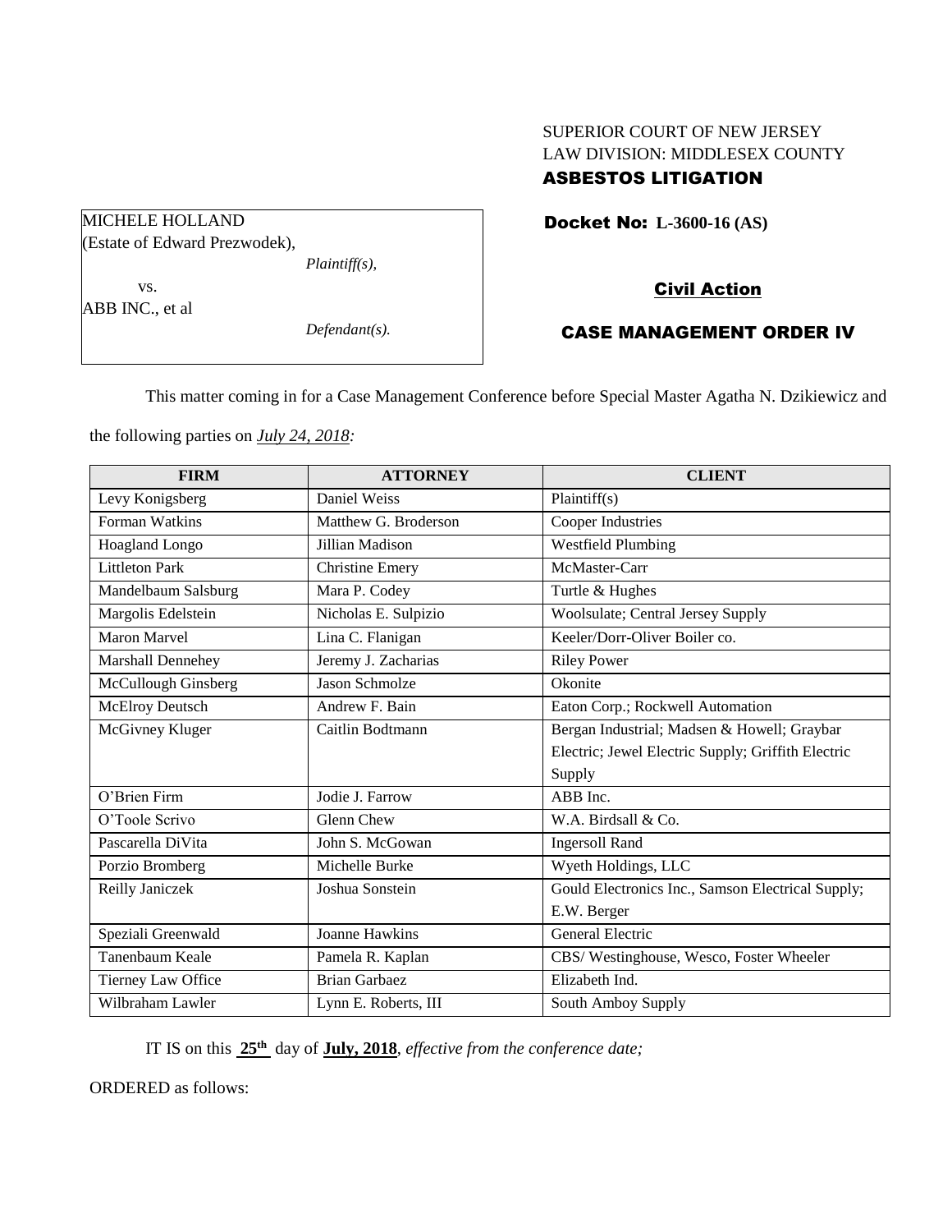SUPERIOR COURT OF NEW JERSEY
LAW DIVISION: MIDDLESEX COUNTY
**ASBESTOS LITIGATION**

MICHELE HOLLAND
(Estate of Edward Prezwodek),
*Plaintiff(s),*

vs.

ABB INC., et al
*Defendant(s).*

**Docket No: L-3600-16 (AS)**

**Civil Action**

**CASE MANAGEMENT ORDER IV**

This matter coming in for a Case Management Conference before Special Master Agatha N. Dzikiewicz and the following parties on *July 24, 2018:*

| FIRM | ATTORNEY | CLIENT |
|---|---|---|
| Levy Konigsberg | Daniel Weiss | Plaintiff(s) |
| Forman Watkins | Matthew G. Broderson | Cooper Industries |
| Hoagland Longo | Jillian Madison | Westfield Plumbing |
| Littleton Park | Christine Emery | McMaster-Carr |
| Mandelbaum Salsburg | Mara P. Codey | Turtle & Hughes |
| Margolis Edelstein | Nicholas E. Sulpizio | Woolsulate; Central Jersey Supply |
| Maron Marvel | Lina C. Flanigan | Keeler/Dorr-Oliver Boiler co. |
| Marshall Dennehey | Jeremy J. Zacharias | Riley Power |
| McCullough Ginsberg | Jason Schmolze | Okonite |
| McElroy Deutsch | Andrew F. Bain | Eaton Corp.; Rockwell Automation |
| McGivney Kluger | Caitlin Bodtmann | Bergan Industrial; Madsen & Howell; Graybar Electric; Jewel Electric Supply; Griffith Electric Supply |
| O'Brien Firm | Jodie J. Farrow | ABB Inc. |
| O'Toole Scrivo | Glenn Chew | W.A. Birdsall & Co. |
| Pascarella DiVita | John S. McGowan | Ingersoll Rand |
| Porzio Bromberg | Michelle Burke | Wyeth Holdings, LLC |
| Reilly Janiczek | Joshua Sonstein | Gould Electronics Inc., Samson Electrical Supply; E.W. Berger |
| Speziali Greenwald | Joanne Hawkins | General Electric |
| Tanenbaum Keale | Pamela R. Kaplan | CBS/ Westinghouse, Wesco, Foster Wheeler |
| Tierney Law Office | Brian Garbaez | Elizabeth Ind. |
| Wilbraham Lawler | Lynn E. Roberts, III | South Amboy Supply |

IT IS on this **25th** day of **July, 2018**, *effective from the conference date;*

ORDERED as follows: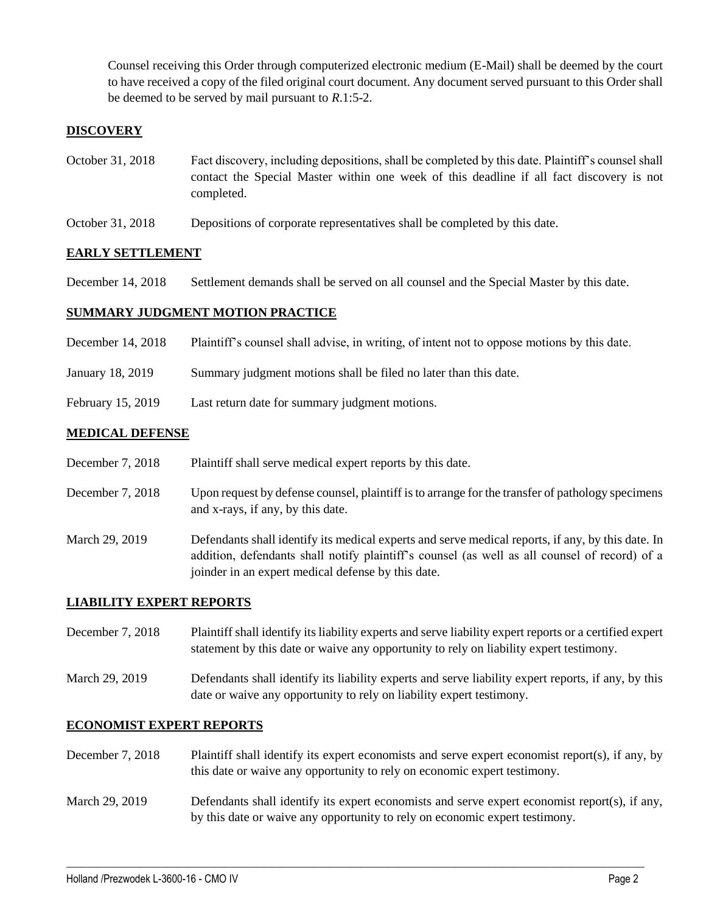Counsel receiving this Order through computerized electronic medium (E-Mail) shall be deemed by the court to have received a copy of the filed original court document. Any document served pursuant to this Order shall be deemed to be served by mail pursuant to *R*.1:5-2.

## DISCOVERY

October 31, 2018 — Fact discovery, including depositions, shall be completed by this date. Plaintiff's counsel shall contact the Special Master within one week of this deadline if all fact discovery is not completed.

October 31, 2018 — Depositions of corporate representatives shall be completed by this date.

## EARLY SETTLEMENT

December 14, 2018 — Settlement demands shall be served on all counsel and the Special Master by this date.

## SUMMARY JUDGMENT MOTION PRACTICE

December 14, 2018 — Plaintiff's counsel shall advise, in writing, of intent not to oppose motions by this date.

January 18, 2019 — Summary judgment motions shall be filed no later than this date.

February 15, 2019 — Last return date for summary judgment motions.

## MEDICAL DEFENSE

December 7, 2018 — Plaintiff shall serve medical expert reports by this date.

December 7, 2018 — Upon request by defense counsel, plaintiff is to arrange for the transfer of pathology specimens and x-rays, if any, by this date.

March 29, 2019 — Defendants shall identify its medical experts and serve medical reports, if any, by this date. In addition, defendants shall notify plaintiff's counsel (as well as all counsel of record) of a joinder in an expert medical defense by this date.

## LIABILITY EXPERT REPORTS

December 7, 2018 — Plaintiff shall identify its liability experts and serve liability expert reports or a certified expert statement by this date or waive any opportunity to rely on liability expert testimony.

March 29, 2019 — Defendants shall identify its liability experts and serve liability expert reports, if any, by this date or waive any opportunity to rely on liability expert testimony.

## ECONOMIST EXPERT REPORTS

December 7, 2018 — Plaintiff shall identify its expert economists and serve expert economist report(s), if any, by this date or waive any opportunity to rely on economic expert testimony.

March 29, 2019 — Defendants shall identify its expert economists and serve expert economist report(s), if any, by this date or waive any opportunity to rely on economic expert testimony.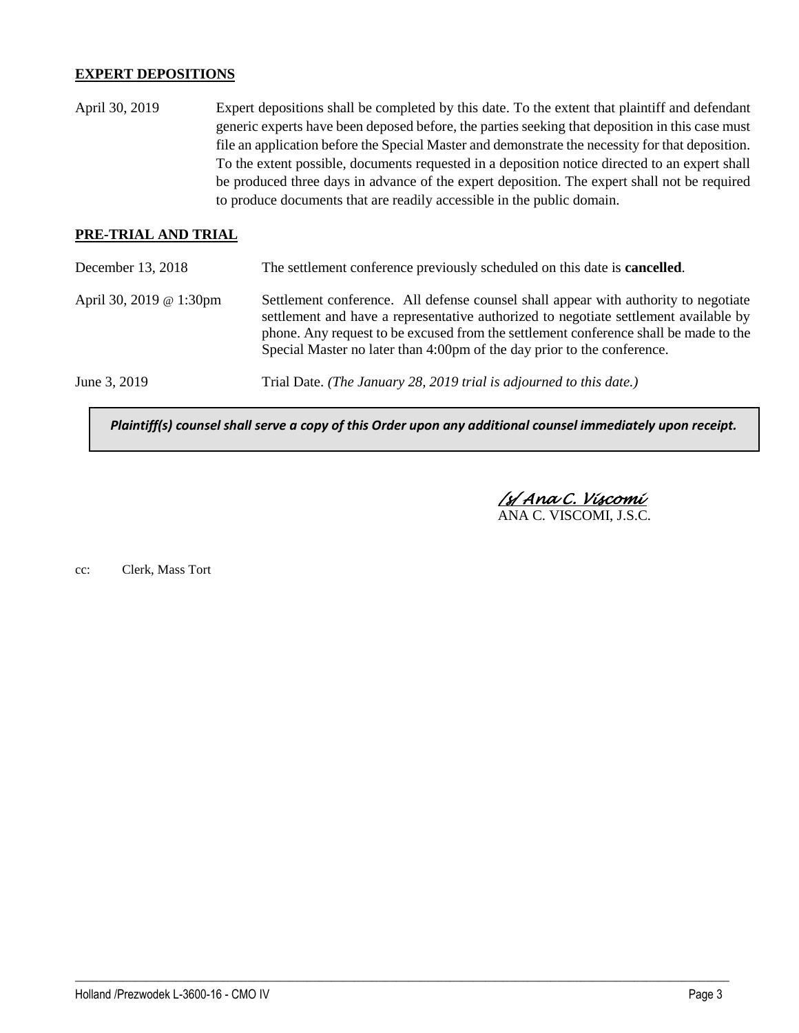**EXPERT DEPOSITIONS**

| | |
|---|---|
| April 30, 2019 | Expert depositions shall be completed by this date. To the extent that plaintiff and defendant generic experts have been deposed before, the parties seeking that deposition in this case must file an application before the Special Master and demonstrate the necessity for that deposition. To the extent possible, documents requested in a deposition notice directed to an expert shall be produced three days in advance of the expert deposition. The expert shall not be required to produce documents that are readily accessible in the public domain. |

**PRE-TRIAL AND TRIAL**

| | |
|---|---|
| December 13, 2018 | The settlement conference previously scheduled on this date is **cancelled**. |
| April 30, 2019 @ 1:30pm | Settlement conference. All defense counsel shall appear with authority to negotiate settlement and have a representative authorized to negotiate settlement available by phone. Any request to be excused from the settlement conference shall be made to the Special Master no later than 4:00pm of the day prior to the conference. |
| June 3, 2019 | Trial Date. *(The January 28, 2019 trial is adjourned to this date.)* |

***Plaintiff(s) counsel shall serve a copy of this Order upon any additional counsel immediately upon receipt.***

*/s/ Ana C. Viscomi*
ANA C. VISCOMI, J.S.C.

cc: Clerk, Mass Tort